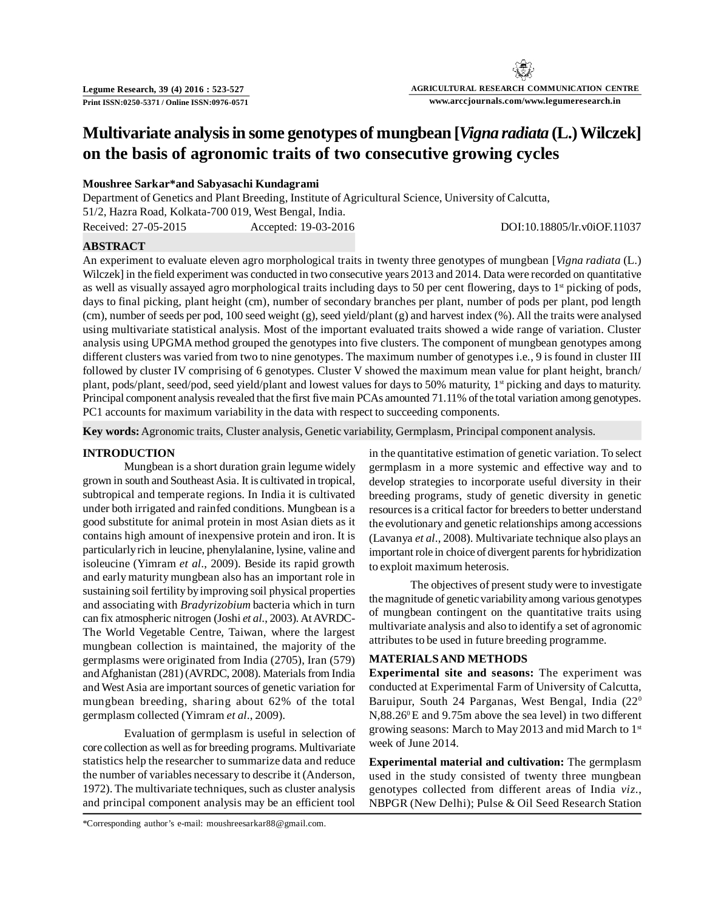# Multivariate analysis in some genotypes of mungbean [*Vigna radiata* (L.) Wilczek] on the basis of agronomic traits of two consecutive growing cycles

**Moushree Sarkar*and Sabyasachi Kundagrami**

Department of Genetics and Plant Breeding, Institute of Agricultural Science, University of Calcutta, 51/2, Hazra Road, Kolkata-700 019, West Bengal, India.

Received: 27-05-2015 Accepted: 19-03-2016 DOI:10.18805/lr.v0iOF.11037

## ABSTRACT

An experiment to evaluate eleven agro morphological traits in twenty three genotypes of mungbean [*Vigna radiata* (L.) Wilczek] in the field experiment was conducted in two consecutive years 2013 and 2014. Data were recorded on quantitative as well as visually assayed agro morphological traits including days to 50 per cent flowering, days to 1st picking of pods, days to final picking, plant height (cm), number of secondary branches per plant, number of pods per plant, pod length (cm), number of seeds per pod, 100 seed weight (g), seed yield/plant (g) and harvest index (%). All the traits were analysed using multivariate statistical analysis. Most of the important evaluated traits showed a wide range of variation. Cluster analysis using UPGMA method grouped the genotypes into five clusters. The component of mungbean genotypes among different clusters was varied from two to nine genotypes. The maximum number of genotypes i.e., 9 is found in cluster III followed by cluster IV comprising of 6 genotypes. Cluster V showed the maximum mean value for plant height, branch/plant, pods/plant, seed/pod, seed yield/plant and lowest values for days to 50% maturity, 1st picking and days to maturity. Principal component analysis revealed that the first five main PCAs amounted 71.11% of the total variation among genotypes. PC1 accounts for maximum variability in the data with respect to succeeding components.

**Key words:** Agronomic traits, Cluster analysis, Genetic variability, Germplasm, Principal component analysis.

## INTRODUCTION

Mungbean is a short duration grain legume widely grown in south and Southeast Asia. It is cultivated in tropical, subtropical and temperate regions. In India it is cultivated under both irrigated and rainfed conditions. Mungbean is a good substitute for animal protein in most Asian diets as it contains high amount of inexpensive protein and iron. It is particularly rich in leucine, phenylalanine, lysine, valine and isoleucine (Yimram *et al*., 2009). Beside its rapid growth and early maturity mungbean also has an important role in sustaining soil fertility by improving soil physical properties and associating with *Bradyrizobium* bacteria which in turn can fix atmospheric nitrogen (Joshi *et al*., 2003). At AVRDC-The World Vegetable Centre, Taiwan, where the largest mungbean collection is maintained, the majority of the germplasms were originated from India (2705), Iran (579) and Afghanistan (281) (AVRDC, 2008). Materials from India and West Asia are important sources of genetic variation for mungbean breeding, sharing about 62% of the total germplasm collected (Yimram *et al*., 2009).

Evaluation of germplasm is useful in selection of core collection as well as for breeding programs. Multivariate statistics help the researcher to summarize data and reduce the number of variables necessary to describe it (Anderson, 1972). The multivariate techniques, such as cluster analysis and principal component analysis may be an efficient tool in the quantitative estimation of genetic variation. To select germplasm in a more systemic and effective way and to develop strategies to incorporate useful diversity in their breeding programs, study of genetic diversity in genetic resources is a critical factor for breeders to better understand the evolutionary and genetic relationships among accessions (Lavanya *et al*., 2008). Multivariate technique also plays an important role in choice of divergent parents for hybridization to exploit maximum heterosis.

The objectives of present study were to investigate the magnitude of genetic variability among various genotypes of mungbean contingent on the quantitative traits using multivariate analysis and also to identify a set of agronomic attributes to be used in future breeding programme.

## MATERIALS AND METHODS

**Experimental site and seasons:** The experiment was conducted at Experimental Farm of University of Calcutta, Baruipur, South 24 Parganas, West Bengal, India (22$^{0}$ N,88.26$^{0}$ E and 9.75m above the sea level) in two different growing seasons: March to May 2013 and mid March to 1st week of June 2014.

**Experimental material and cultivation:** The germplasm used in the study consisted of twenty three mungbean genotypes collected from different areas of India *viz*., NBPGR (New Delhi); Pulse & Oil Seed Research Station

*Corresponding author's e-mail: moushreesarkar88@gmail.com.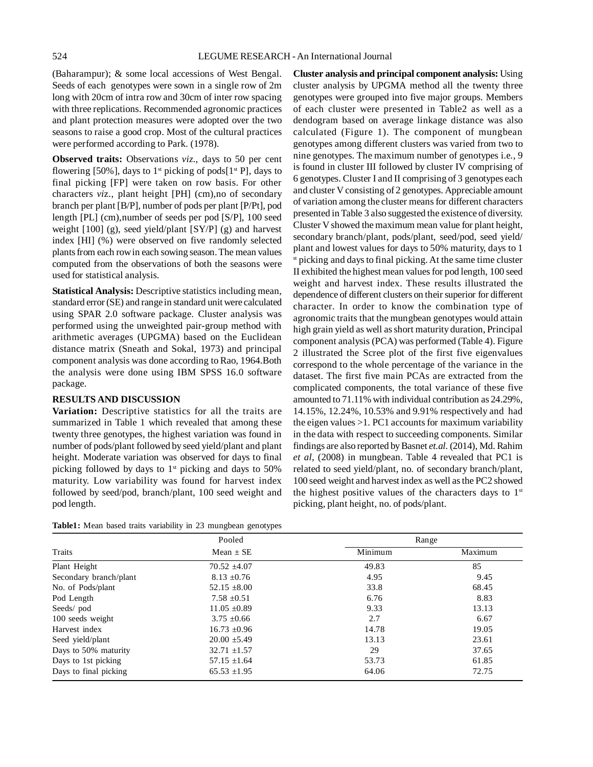(Baharampur); & some local accessions of West Bengal. Seeds of each genotypes were sown in a single row of 2m long with 20cm of intra row and 30cm of inter row spacing with three replications. Recommended agronomic practices and plant protection measures were adopted over the two seasons to raise a good crop. Most of the cultural practices were performed according to Park. (1978).

**Observed traits:** Observations *viz.*, days to 50 per cent flowering [50%], days to 1st picking of pods[1st P], days to final picking [FP] were taken on row basis. For other characters *viz.*, plant height [PH] (cm),no of secondary branch per plant [B/P], number of pods per plant [P/Pt], pod length [PL] (cm),number of seeds per pod [S/P], 100 seed weight [100] (g), seed yield/plant [SY/P] (g) and harvest index [HI] (%) were observed on five randomly selected plants from each row in each sowing season. The mean values computed from the observations of both the seasons were used for statistical analysis.

**Statistical Analysis:** Descriptive statistics including mean, standard error (SE) and range in standard unit were calculated using SPAR 2.0 software package. Cluster analysis was performed using the unweighted pair-group method with arithmetic averages (UPGMA) based on the Euclidean distance matrix (Sneath and Sokal, 1973) and principal component analysis was done according to Rao, 1964.Both the analysis were done using IBM SPSS 16.0 software package.

## RESULTS AND DISCUSSION

**Variation:** Descriptive statistics for all the traits are summarized in Table 1 which revealed that among these twenty three genotypes, the highest variation was found in number of pods/plant followed by seed yield/plant and plant height. Moderate variation was observed for days to final picking followed by days to 1st picking and days to 50% maturity. Low variability was found for harvest index followed by seed/pod, branch/plant, 100 seed weight and pod length.

**Cluster analysis and principal component analysis:** Using cluster analysis by UPGMA method all the twenty three genotypes were grouped into five major groups. Members of each cluster were presented in Table2 as well as a dendogram based on average linkage distance was also calculated (Figure 1). The component of mungbean genotypes among different clusters was varied from two to nine genotypes. The maximum number of genotypes i.e., 9 is found in cluster III followed by cluster IV comprising of 6 genotypes. Cluster I and II comprising of 3 genotypes each and cluster V consisting of 2 genotypes. Appreciable amount of variation among the cluster means for different characters presented in Table 3 also suggested the existence of diversity. Cluster V showed the maximum mean value for plant height, secondary branch/plant, pods/plant, seed/pod, seed yield/ plant and lowest values for days to 50% maturity, days to 1st picking and days to final picking. At the same time cluster II exhibited the highest mean values for pod length, 100 seed weight and harvest index. These results illustrated the dependence of different clusters on their superior for different character. In order to know the combination type of agronomic traits that the mungbean genotypes would attain high grain yield as well as short maturity duration, Principal component analysis (PCA) was performed (Table 4). Figure 2 illustrated the Scree plot of the first five eigenvalues correspond to the whole percentage of the variance in the dataset. The first five main PCAs are extracted from the complicated components, the total variance of these five amounted to 71.11% with individual contribution as 24.29%, 14.15%, 12.24%, 10.53% and 9.91% respectively and had the eigen values >1. PC1 accounts for maximum variability in the data with respect to succeeding components. Similar findings are also reported by Basnet *et.al.* (2014), Md. Rahim *et al*, (2008) in mungbean. Table 4 revealed that PC1 is related to seed yield/plant, no. of secondary branch/plant, 100 seed weight and harvest index as well as the PC2 showed the highest positive values of the characters days to 1st picking, plant height, no. of pods/plant.

**Table1:** Mean based traits variability in 23 mungbean genotypes

| Traits | Pooled | Range | |
|---|---|---|---|
| | Mean ± SE | Minimum | Maximum |
| Plant Height | 70.52 ±4.07 | 49.83 | 85 |
| Secondary branch/plant | 8.13 ±0.76 | 4.95 | 9.45 |
| No. of Pods/plant | 52.15 ±8.00 | 33.8 | 68.45 |
| Pod Length | 7.58 ±0.51 | 6.76 | 8.83 |
| Seeds/ pod | 11.05 ±0.89 | 9.33 | 13.13 |
| 100 seeds weight | 3.75 ±0.66 | 2.7 | 6.67 |
| Harvest index | 16.73 ±0.96 | 14.78 | 19.05 |
| Seed yield/plant | 20.00 ±5.49 | 13.13 | 23.61 |
| Days to 50% maturity | 32.71 ±1.57 | 29 | 37.65 |
| Days to 1st picking | 57.15 ±1.64 | 53.73 | 61.85 |
| Days to final picking | 65.53 ±1.95 | 64.06 | 72.75 |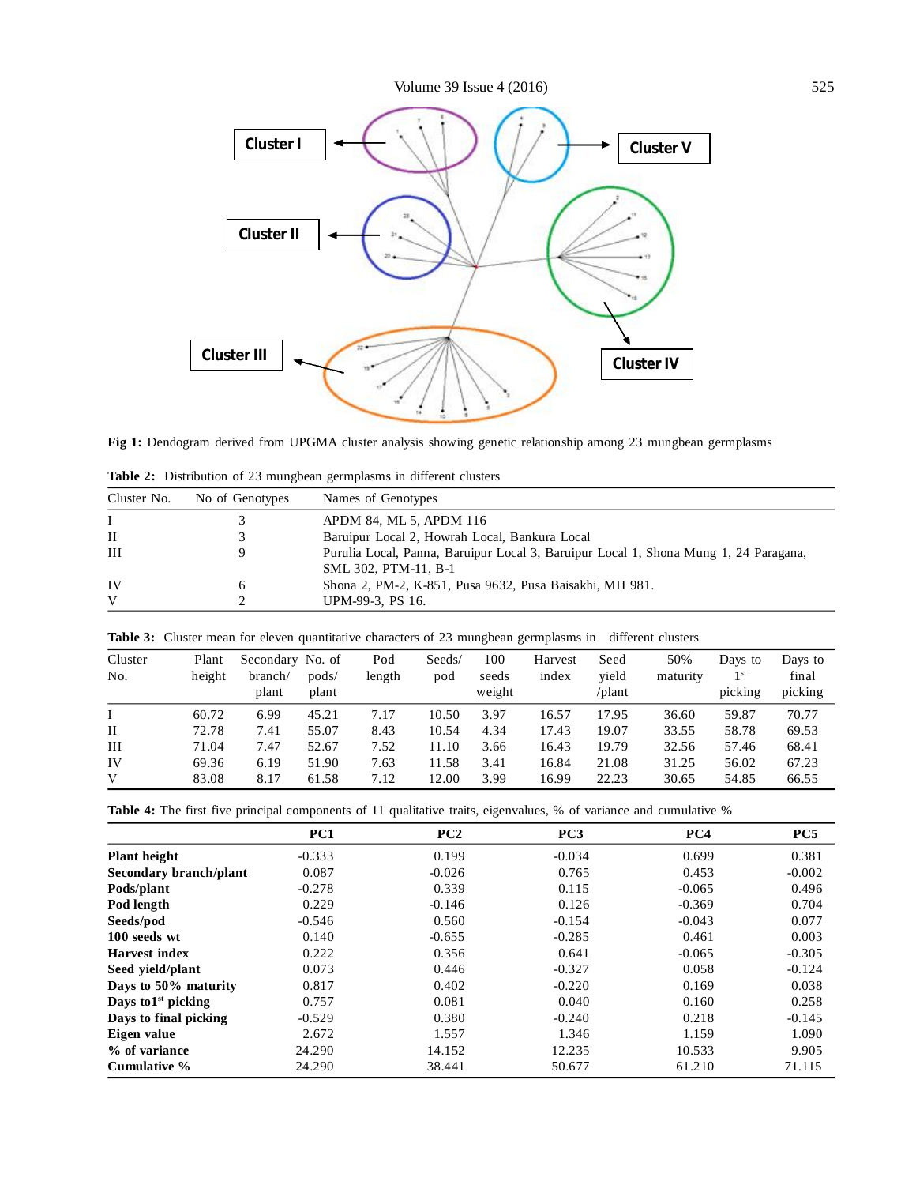Fig 1: Dendogram derived from UPGMA cluster analysis showing genetic relationship among 23 mungbean germplasms

**Table 2:** Distribution of 23 mungbean germplasms in different clusters

| Cluster No. | No of Genotypes | Names of Genotypes |
|---|---|---|
| I | 3 | APDM 84, ML 5, APDM 116 |
| II | 3 | Baruipur Local 2, Howrah Local, Bankura Local |
| III | 9 | Purulia Local, Panna, Baruipur Local 3, Baruipur Local 1, Shona Mung 1, 24 Paragana, SML 302, PTM-11, B-1 |
| IV | 6 | Shona 2, PM-2, K-851, Pusa 9632, Pusa Baisakhi, MH 981. |
| V | 2 | UPM-99-3, PS 16. |

**Table 3:** Cluster mean for eleven quantitative characters of 23 mungbean germplasms in different clusters

| Cluster No. | Plant height | Secondary branch/ plant | No. of pods/ plant | Pod length | Seeds/ pod | 100 seeds weight | Harvest index | Seed yield /plant | 50% maturity | Days to 1st picking | Days to final picking |
|---|---|---|---|---|---|---|---|---|---|---|---|
| I | 60.72 | 6.99 | 45.21 | 7.17 | 10.50 | 3.97 | 16.57 | 17.95 | 36.60 | 59.87 | 70.77 |
| II | 72.78 | 7.41 | 55.07 | 8.43 | 10.54 | 4.34 | 17.43 | 19.07 | 33.55 | 58.78 | 69.53 |
| III | 71.04 | 7.47 | 52.67 | 7.52 | 11.10 | 3.66 | 16.43 | 19.79 | 32.56 | 57.46 | 68.41 |
| IV | 69.36 | 6.19 | 51.90 | 7.63 | 11.58 | 3.41 | 16.84 | 21.08 | 31.25 | 56.02 | 67.23 |
| V | 83.08 | 8.17 | 61.58 | 7.12 | 12.00 | 3.99 | 16.99 | 22.23 | 30.65 | 54.85 | 66.55 |

**Table 4:** The first five principal components of 11 qualitative traits, eigenvalues, % of variance and cumulative %

| | PC1 | PC2 | PC3 | PC4 | PC5 |
|---|---|---|---|---|---|
| **Plant height** | -0.333 | 0.199 | -0.034 | 0.699 | 0.381 |
| **Secondary branch/plant** | 0.087 | -0.026 | 0.765 | 0.453 | -0.002 |
| **Pods/plant** | -0.278 | 0.339 | 0.115 | -0.065 | 0.496 |
| **Pod length** | 0.229 | -0.146 | 0.126 | -0.369 | 0.704 |
| **Seeds/pod** | -0.546 | 0.560 | -0.154 | -0.043 | 0.077 |
| **100 seeds wt** | 0.140 | -0.655 | -0.285 | 0.461 | 0.003 |
| **Harvest index** | 0.222 | 0.356 | 0.641 | -0.065 | -0.305 |
| **Seed yield/plant** | 0.073 | 0.446 | -0.327 | 0.058 | -0.124 |
| **Days to 50% maturity** | 0.817 | 0.402 | -0.220 | 0.169 | 0.038 |
| **Days to1st picking** | 0.757 | 0.081 | 0.040 | 0.160 | 0.258 |
| **Days to final picking** | -0.529 | 0.380 | -0.240 | 0.218 | -0.145 |
| **Eigen value** | 2.672 | 1.557 | 1.346 | 1.159 | 1.090 |
| **% of variance** | 24.290 | 14.152 | 12.235 | 10.533 | 9.905 |
| **Cumulative %** | 24.290 | 38.441 | 50.677 | 61.210 | 71.115 |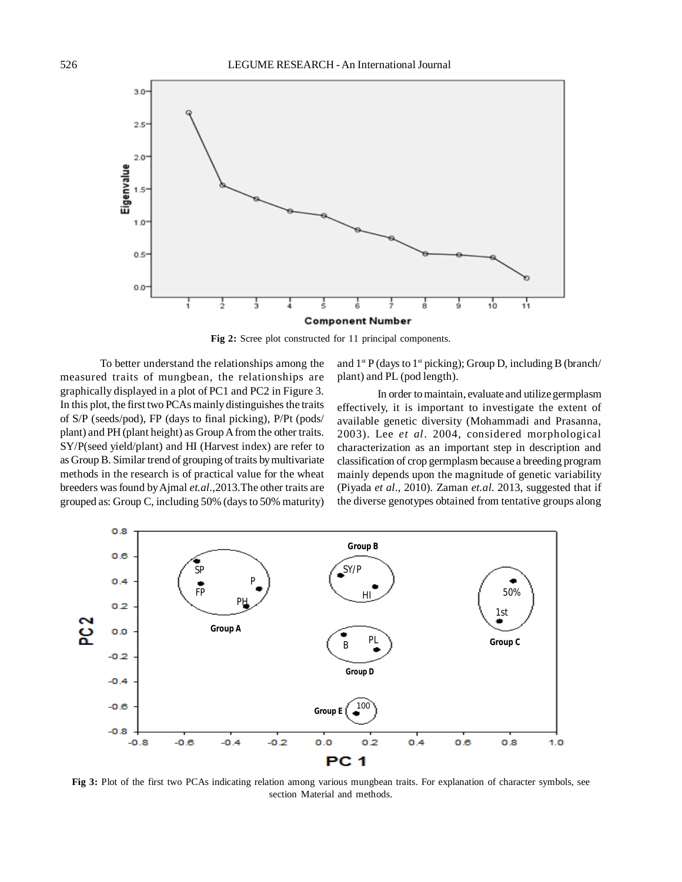Fig 2: Scree plot constructed for 11 principal components.

To better understand the relationships among the measured traits of mungbean, the relationships are graphically displayed in a plot of PC1 and PC2 in Figure 3. In this plot, the first two PCAs mainly distinguishes the traits of S/P (seeds/pod), FP (days to final picking), P/Pt (pods/plant) and PH (plant height) as Group A from the other traits. SY/P(seed yield/plant) and HI (Harvest index) are refer to as Group B. Similar trend of grouping of traits by multivariate methods in the research is of practical value for the wheat breeders was found by Ajmal *et.al*.,2013.The other traits are grouped as: Group C, including 50% (days to 50% maturity) and 1st P (days to 1st picking); Group D, including B (branch/plant) and PL (pod length).

In order to maintain, evaluate and utilize germplasm effectively, it is important to investigate the extent of available genetic diversity (Mohammadi and Prasanna, 2003). Lee *et al*. 2004, considered morphological characterization as an important step in description and classification of crop germplasm because a breeding program mainly depends upon the magnitude of genetic variability (Piyada *et al*., 2010). Zaman *et.al*. 2013, suggested that if the diverse genotypes obtained from tentative groups along

Fig 3: Plot of the first two PCAs indicating relation among various mungbean traits. For explanation of character symbols, see section Material and methods.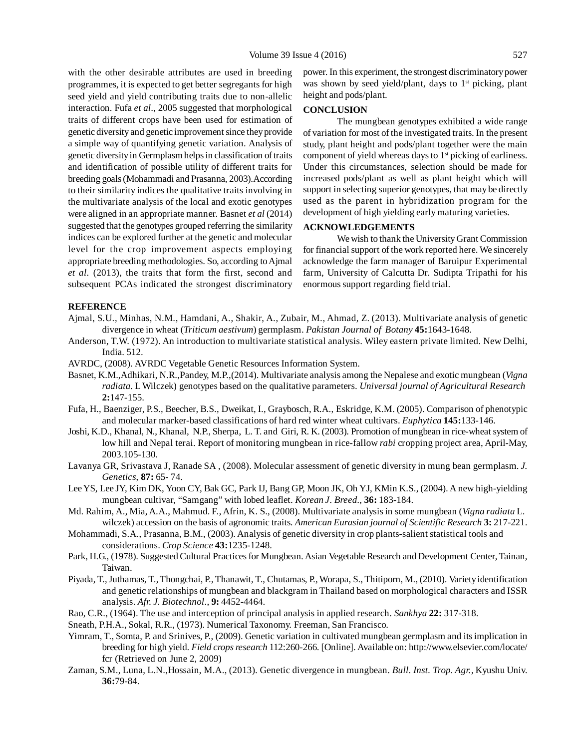with the other desirable attributes are used in breeding programmes, it is expected to get better segregants for high seed yield and yield contributing traits due to non-allelic interaction. Fufa *et al*., 2005 suggested that morphological traits of different crops have been used for estimation of genetic diversity and genetic improvement since they provide a simple way of quantifying genetic variation. Analysis of genetic diversity in Germplasm helps in classification of traits and identification of possible utility of different traits for breeding goals (Mohammadi and Prasanna, 2003).According to their similarity indices the qualitative traits involving in the multivariate analysis of the local and exotic genotypes were aligned in an appropriate manner. Basnet *et al* (2014) suggested that the genotypes grouped referring the similarity indices can be explored further at the genetic and molecular level for the crop improvement aspects employing appropriate breeding methodologies. So, according to Ajmal *et al*. (2013), the traits that form the first, second and subsequent PCAs indicated the strongest discriminatory power. In this experiment, the strongest discriminatory power was shown by seed yield/plant, days to 1st picking, plant height and pods/plant.

## CONCLUSION

The mungbean genotypes exhibited a wide range of variation for most of the investigated traits. In the present study, plant height and pods/plant together were the main component of yield whereas days to 1st picking of earliness. Under this circumstances, selection should be made for increased pods/plant as well as plant height which will support in selecting superior genotypes, that may be directly used as the parent in hybridization program for the development of high yielding early maturing varieties.

## ACKNOWLEDGEMENTS

We wish to thank the University Grant Commission for financial support of the work reported here. We sincerely acknowledge the farm manager of Baruipur Experimental farm, University of Calcutta Dr. Sudipta Tripathi for his enormous support regarding field trial.

## REFERENCE

Ajmal, S.U., Minhas, N.M., Hamdani, A., Shakir, A., Zubair, M., Ahmad, Z. (2013). Multivariate analysis of genetic divergence in wheat (*Triticum aestivum*) germplasm. *Pakistan Journal of Botany* **45:**1643-1648.

Anderson, T.W. (1972). An introduction to multivariate statistical analysis. Wiley eastern private limited. New Delhi, India. 512.

AVRDC, (2008). AVRDC Vegetable Genetic Resources Information System.

Basnet, K.M.,Adhikari, N.R.,Pandey, M.P.,(2014). Multivariate analysis among the Nepalese and exotic mungbean (*Vigna radiata*. L Wilczek) genotypes based on the qualitative parameters. *Universal journal of Agricultural Research* **2:**147-155.

Fufa, H., Baenziger, P.S., Beecher, B.S., Dweikat, I., Graybosch, R.A., Eskridge, K.M. (2005). Comparison of phenotypic and molecular marker-based classifications of hard red winter wheat cultivars. *Euphytica* **145:**133-146.

Joshi, K.D., Khanal, N., Khanal, N.P., Sherpa, L. T. and Giri, R. K. (2003). Promotion of mungbean in rice-wheat system of low hill and Nepal terai. Report of monitoring mungbean in rice-fallow *rabi* cropping project area, April-May, 2003.105-130.

Lavanya GR, Srivastava J, Ranade SA , (2008). Molecular assessment of genetic diversity in mung bean germplasm. *J. Genetics*, **87:** 65- 74.

Lee YS, Lee JY, Kim DK, Yoon CY, Bak GC, Park IJ, Bang GP, Moon JK, Oh YJ, KMin K.S., (2004). A new high-yielding mungbean cultivar, "Samgang" with lobed leaflet. *Korean J. Breed*., **36:** 183-184.

Md. Rahim, A., Mia, A.A., Mahmud. F., Afrin, K. S., (2008). Multivariate analysis in some mungbean (*Vigna radiata* L. wilczek) accession on the basis of agronomic traits. *American Eurasian journal of Scientific Research* **3:** 217-221.

Mohammadi, S.A., Prasanna, B.M., (2003). Analysis of genetic diversity in crop plants-salient statistical tools and considerations. *Crop Science* **43:**1235-1248.

Park, H.G., (1978). Suggested Cultural Practices for Mungbean. Asian Vegetable Research and Development Center, Tainan, Taiwan.

Piyada, T., Juthamas, T., Thongchai, P., Thanawit, T., Chutamas, P., Worapa, S., Thitiporn, M., (2010). Variety identification and genetic relationships of mungbean and blackgram in Thailand based on morphological characters and ISSR analysis. *Afr. J. Biotechnol*., **9:** 4452-4464.

Rao, C.R., (1964). The use and interception of principal analysis in applied research. *Sankhya* **22:** 317-318.

Sneath, P.H.A., Sokal, R.R., (1973). Numerical Taxonomy. Freeman, San Francisco.

Yimram, T., Somta, P. and Srinives, P., (2009). Genetic variation in cultivated mungbean germplasm and its implication in breeding for high yield. *Field crops research* 112:260-266. [Online]. Available on: http://www.elsevier.com/locate/fcr (Retrieved on June 2, 2009)

Zaman, S.M., Luna, L.N.,Hossain, M.A., (2013). Genetic divergence in mungbean. *Bull. Inst. Trop. Agr.,* Kyushu Univ. **36:**79-84.